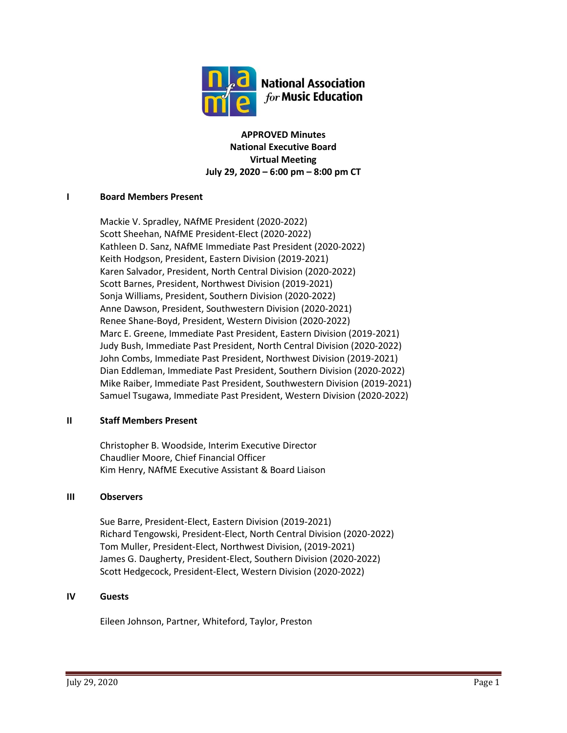National Association *for* Music Education

**APPROVED Minutes**
**National Executive Board**
**Virtual Meeting**
**July 29, 2020 – 6:00 pm – 8:00 pm CT**

## I Board Members Present

Mackie V. Spradley, NAfME President (2020-2022)
Scott Sheehan, NAfME President-Elect (2020-2022)
Kathleen D. Sanz, NAfME Immediate Past President (2020-2022)
Keith Hodgson, President, Eastern Division (2019-2021)
Karen Salvador, President, North Central Division (2020-2022)
Scott Barnes, President, Northwest Division (2019-2021)
Sonja Williams, President, Southern Division (2020-2022)
Anne Dawson, President, Southwestern Division (2020-2021)
Renee Shane-Boyd, President, Western Division (2020-2022)
Marc E. Greene, Immediate Past President, Eastern Division (2019-2021)
Judy Bush, Immediate Past President, North Central Division (2020-2022)
John Combs, Immediate Past President, Northwest Division (2019-2021)
Dian Eddleman, Immediate Past President, Southern Division (2020-2022)
Mike Raiber, Immediate Past President, Southwestern Division (2019-2021)
Samuel Tsugawa, Immediate Past President, Western Division (2020-2022)

## II Staff Members Present

Christopher B. Woodside, Interim Executive Director
Chaudlier Moore, Chief Financial Officer
Kim Henry, NAfME Executive Assistant & Board Liaison

## III Observers

Sue Barre, President-Elect, Eastern Division (2019-2021)
Richard Tengowski, President-Elect, North Central Division (2020-2022)
Tom Muller, President-Elect, Northwest Division, (2019-2021)
James G. Daugherty, President-Elect, Southern Division (2020-2022)
Scott Hedgecock, President-Elect, Western Division (2020-2022)

## IV Guests

Eileen Johnson, Partner, Whiteford, Taylor, Preston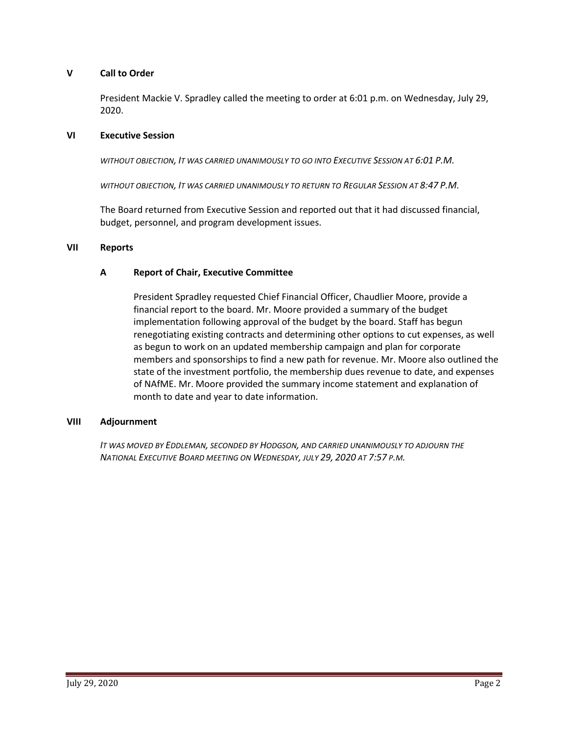## V Call to Order

President Mackie V. Spradley called the meeting to order at 6:01 p.m. on Wednesday, July 29, 2020.

## VI Executive Session

*WITHOUT OBJECTION, IT WAS CARRIED UNANIMOUSLY TO GO INTO EXECUTIVE SESSION AT 6:01 P.M.*

*WITHOUT OBJECTION, IT WAS CARRIED UNANIMOUSLY TO RETURN TO REGULAR SESSION AT 8:47 P.M.*

The Board returned from Executive Session and reported out that it had discussed financial, budget, personnel, and program development issues.

## VII Reports

### A Report of Chair, Executive Committee

President Spradley requested Chief Financial Officer, Chaudlier Moore, provide a financial report to the board. Mr. Moore provided a summary of the budget implementation following approval of the budget by the board. Staff has begun renegotiating existing contracts and determining other options to cut expenses, as well as begun to work on an updated membership campaign and plan for corporate members and sponsorships to find a new path for revenue. Mr. Moore also outlined the state of the investment portfolio, the membership dues revenue to date, and expenses of NAfME. Mr. Moore provided the summary income statement and explanation of month to date and year to date information.

## VIII Adjournment

*IT WAS MOVED BY EDDLEMAN, SECONDED BY HODGSON, AND CARRIED UNANIMOUSLY TO ADJOURN THE NATIONAL EXECUTIVE BOARD MEETING ON WEDNESDAY, JULY 29, 2020 AT 7:57 P.M.*